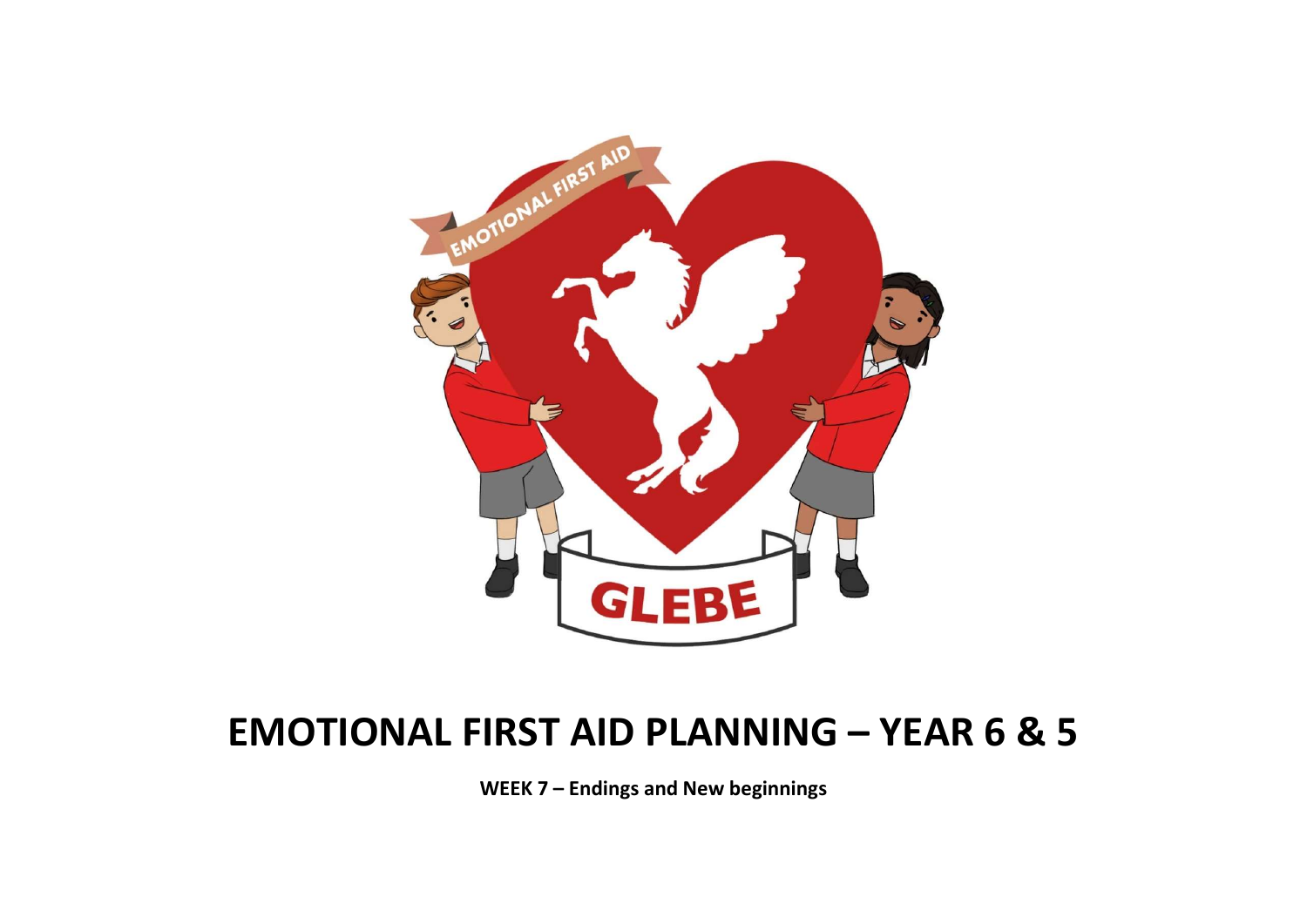# EMOTIONAL FIRST AID PLANNING – YEAR 6 & 5

**WEEK 7 – Endings and New beginnings**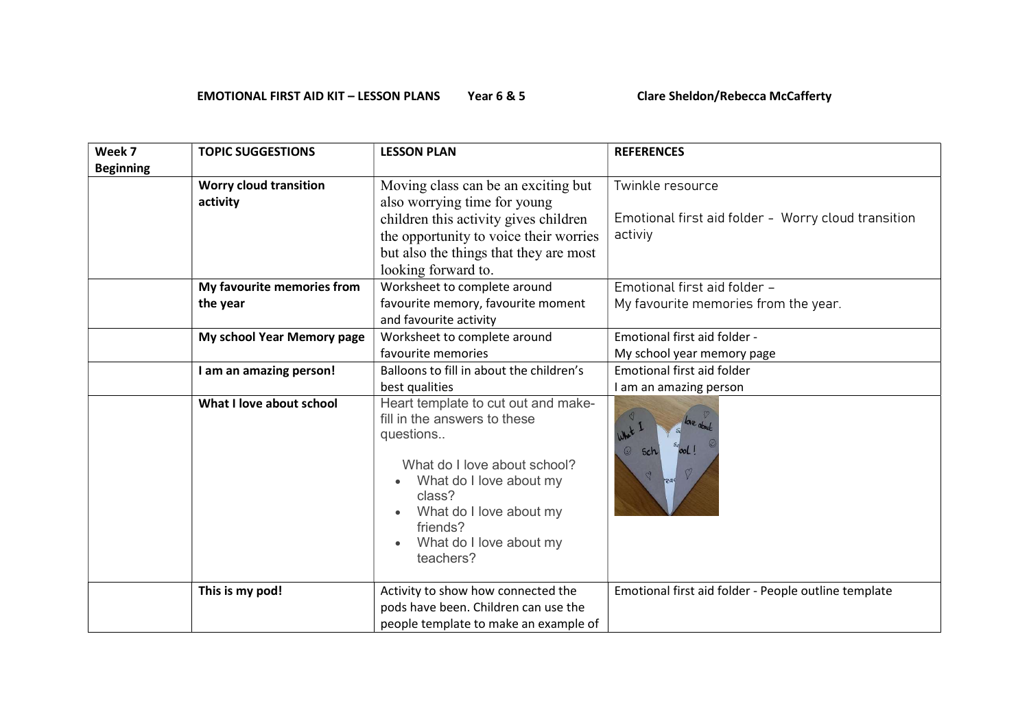**EMOTIONAL FIRST AID KIT – LESSON PLANS Year 6 & 5 Clare Sheldon/Rebecca McCafferty**

| Week 7 Beginning | TOPIC SUGGESTIONS | LESSON PLAN | REFERENCES |
|---|---|---|---|
| | **Worry cloud transition activity** | Moving class can be an exciting but also worrying time for young children this activity gives children the opportunity to voice their worries but also the things that they are most looking forward to. | Twinkle resource<br><br>Emotional first aid folder - Worry cloud transition activiy |
| | **My favourite memories from the year** | Worksheet to complete around favourite memory, favourite moment and favourite activity | Emotional first aid folder – My favourite memories from the year. |
| | **My school Year Memory page** | Worksheet to complete around favourite memories | Emotional first aid folder - My school year memory page |
| | **I am an amazing person!** | Balloons to fill in about the children's best qualities | Emotional first aid folder I am an amazing person |
| | **What I love about school** | Heart template to cut out and make-fill in the answers to these questions..<br><br>What do I love about school?<br>• What do I love about my class?<br>• What do I love about my friends?<br>• What do I love about my teachers? | |
| | **This is my pod!** | Activity to show how connected the pods have been. Children can use the people template to make an example of | Emotional first aid folder - People outline template |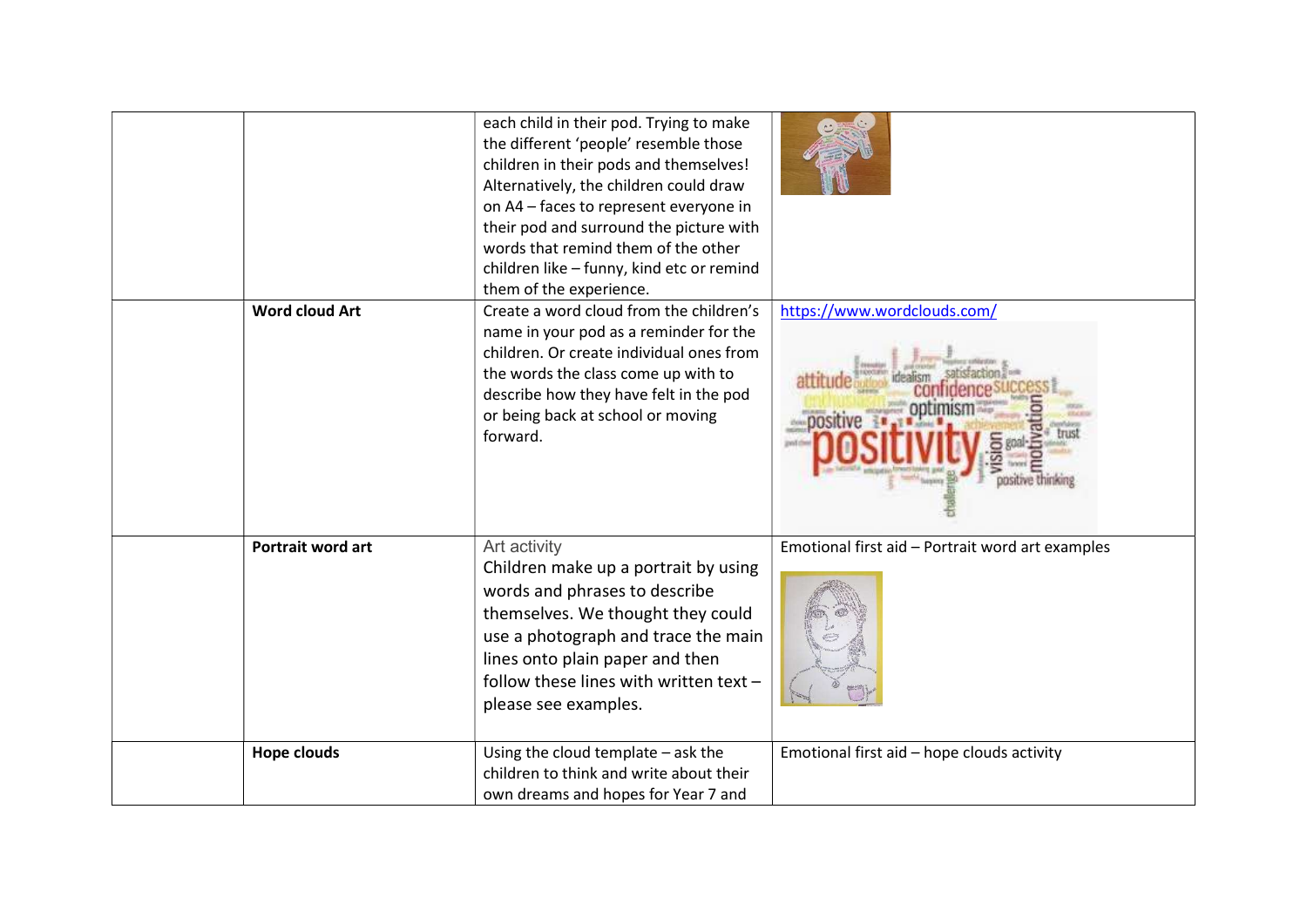|  |  |  |  |
|---|---|---|---|
|  |  | each child in their pod. Trying to make the different 'people' resemble those children in their pods and themselves! Alternatively, the children could draw on A4 – faces to represent everyone in their pod and surround the picture with words that remind them of the other children like – funny, kind etc or remind them of the experience. |  |
|  | **Word cloud Art** | Create a word cloud from the children's name in your pod as a reminder for the children. Or create individual ones from the words the class come up with to describe how they have felt in the pod or being back at school or moving forward. | https://www.wordclouds.com/ |
|  | **Portrait word art** | Art activity<br>Children make up a portrait by using words and phrases to describe themselves. We thought they could use a photograph and trace the main lines onto plain paper and then follow these lines with written text – please see examples. | Emotional first aid – Portrait word art examples |
|  | **Hope clouds** | Using the cloud template – ask the children to think and write about their own dreams and hopes for Year 7 and | Emotional first aid – hope clouds activity |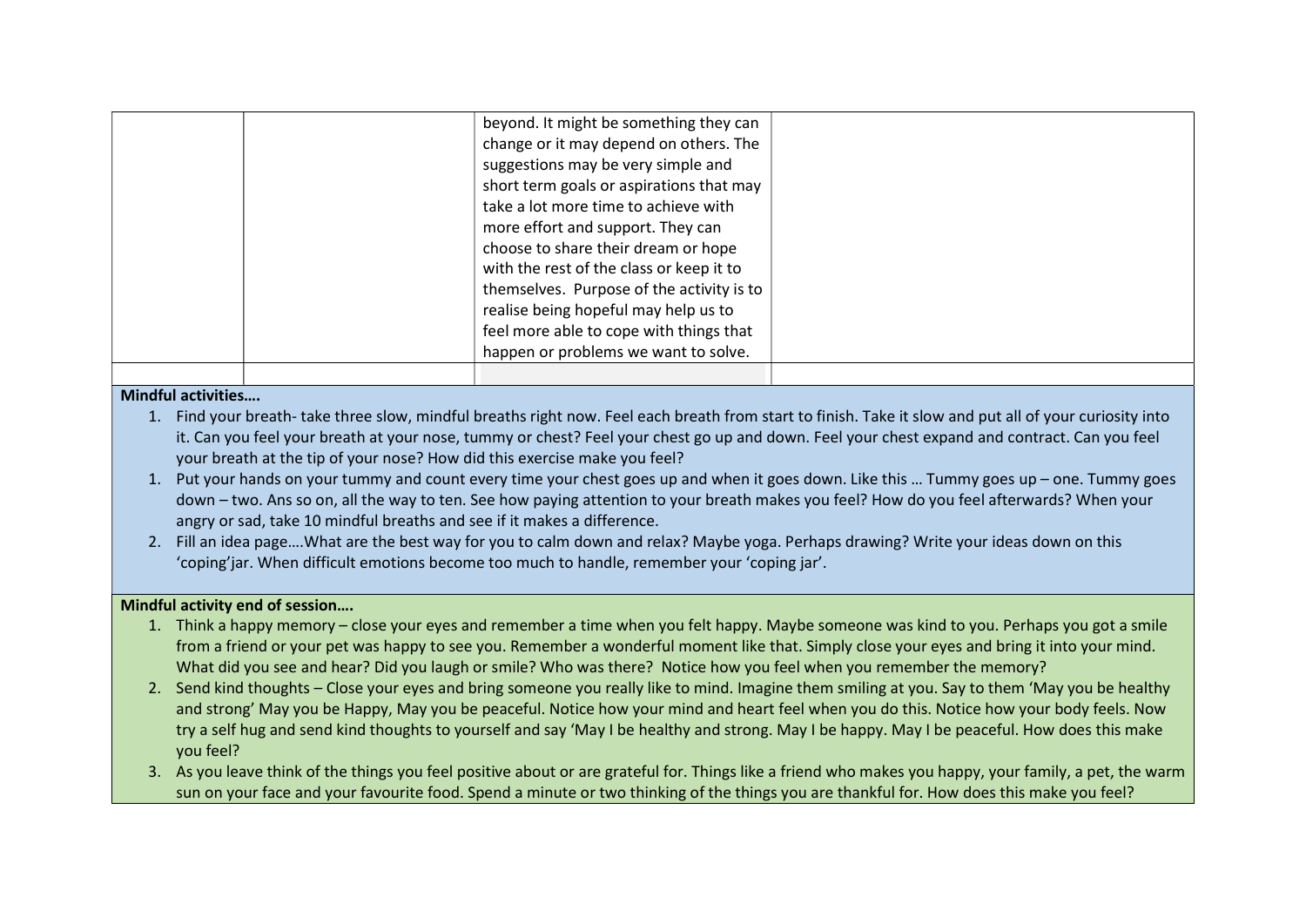| | | | |
|---|---|---|---|
| | | beyond. It might be something they can change or it may depend on others. The suggestions may be very simple and short term goals or aspirations that may take a lot more time to achieve with more effort and support. They can choose to share their dream or hope with the rest of the class or keep it to themselves. Purpose of the activity is to realise being hopeful may help us to feel more able to cope with things that happen or problems we want to solve. | |
| | | | |

**Mindful activities….**

1. Find your breath- take three slow, mindful breaths right now. Feel each breath from start to finish. Take it slow and put all of your curiosity into it. Can you feel your breath at your nose, tummy or chest? Feel your chest go up and down. Feel your chest expand and contract. Can you feel your breath at the tip of your nose? How did this exercise make you feel?
1. Put your hands on your tummy and count every time your chest goes up and when it goes down. Like this … Tummy goes up – one. Tummy goes down – two. Ans so on, all the way to ten. See how paying attention to your breath makes you feel? How do you feel afterwards? When your angry or sad, take 10 mindful breaths and see if it makes a difference.
2. Fill an idea page….What are the best way for you to calm down and relax? Maybe yoga. Perhaps drawing? Write your ideas down on this 'coping'jar. When difficult emotions become too much to handle, remember your 'coping jar'.

**Mindful activity end of session….**

1. Think a happy memory – close your eyes and remember a time when you felt happy. Maybe someone was kind to you. Perhaps you got a smile from a friend or your pet was happy to see you. Remember a wonderful moment like that. Simply close your eyes and bring it into your mind. What did you see and hear? Did you laugh or smile? Who was there? Notice how you feel when you remember the memory?
2. Send kind thoughts – Close your eyes and bring someone you really like to mind. Imagine them smiling at you. Say to them 'May you be healthy and strong' May you be Happy, May you be peaceful. Notice how your mind and heart feel when you do this. Notice how your body feels. Now try a self hug and send kind thoughts to yourself and say 'May I be healthy and strong. May I be happy. May I be peaceful. How does this make you feel?
3. As you leave think of the things you feel positive about or are grateful for. Things like a friend who makes you happy, your family, a pet, the warm sun on your face and your favourite food. Spend a minute or two thinking of the things you are thankful for. How does this make you feel?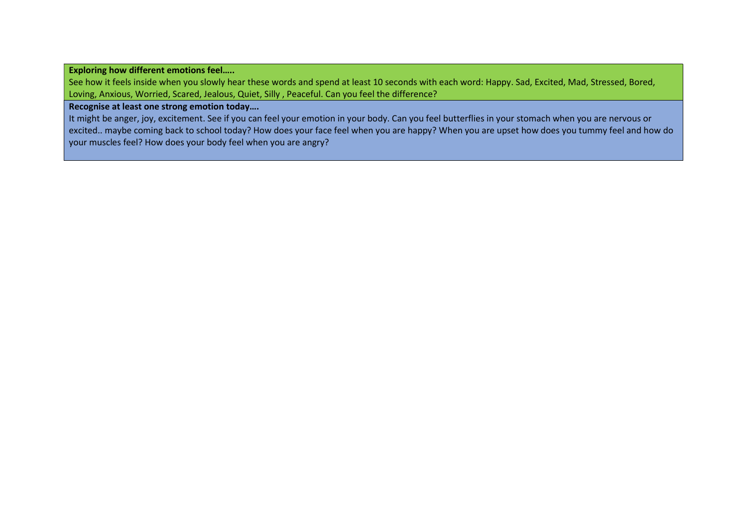**Exploring how different emotions feel…..**

See how it feels inside when you slowly hear these words and spend at least 10 seconds with each word: Happy. Sad, Excited, Mad, Stressed, Bored, Loving, Anxious, Worried, Scared, Jealous, Quiet, Silly , Peaceful. Can you feel the difference?

**Recognise at least one strong emotion today….**

It might be anger, joy, excitement. See if you can feel your emotion in your body. Can you feel butterflies in your stomach when you are nervous or excited.. maybe coming back to school today? How does your face feel when you are happy? When you are upset how does you tummy feel and how do your muscles feel? How does your body feel when you are angry?